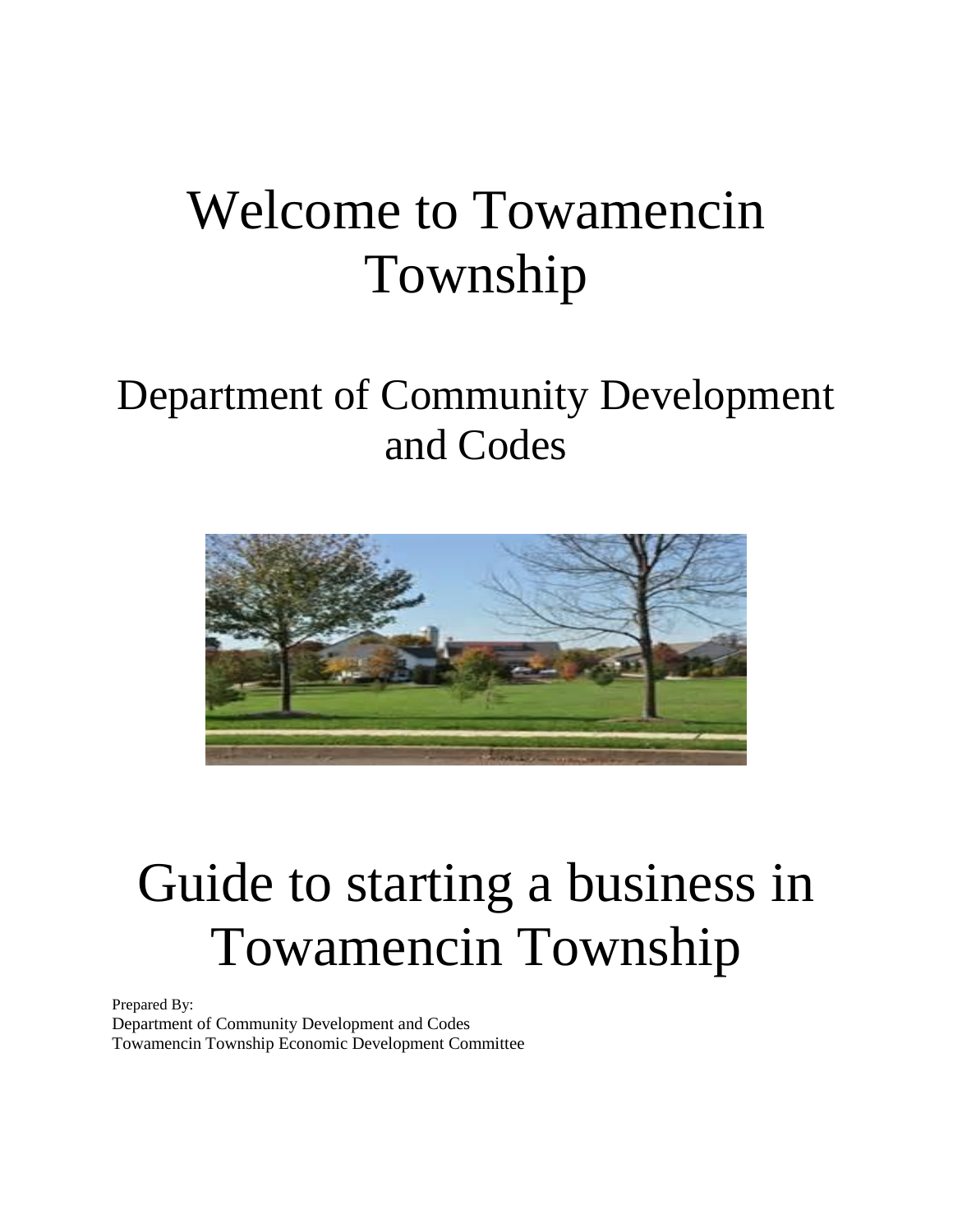# Welcome to Towamencin Township

## Department of Community Development and Codes

# Guide to starting a business in Towamencin Township

Prepared By:
Department of Community Development and Codes
Towamencin Township Economic Development Committee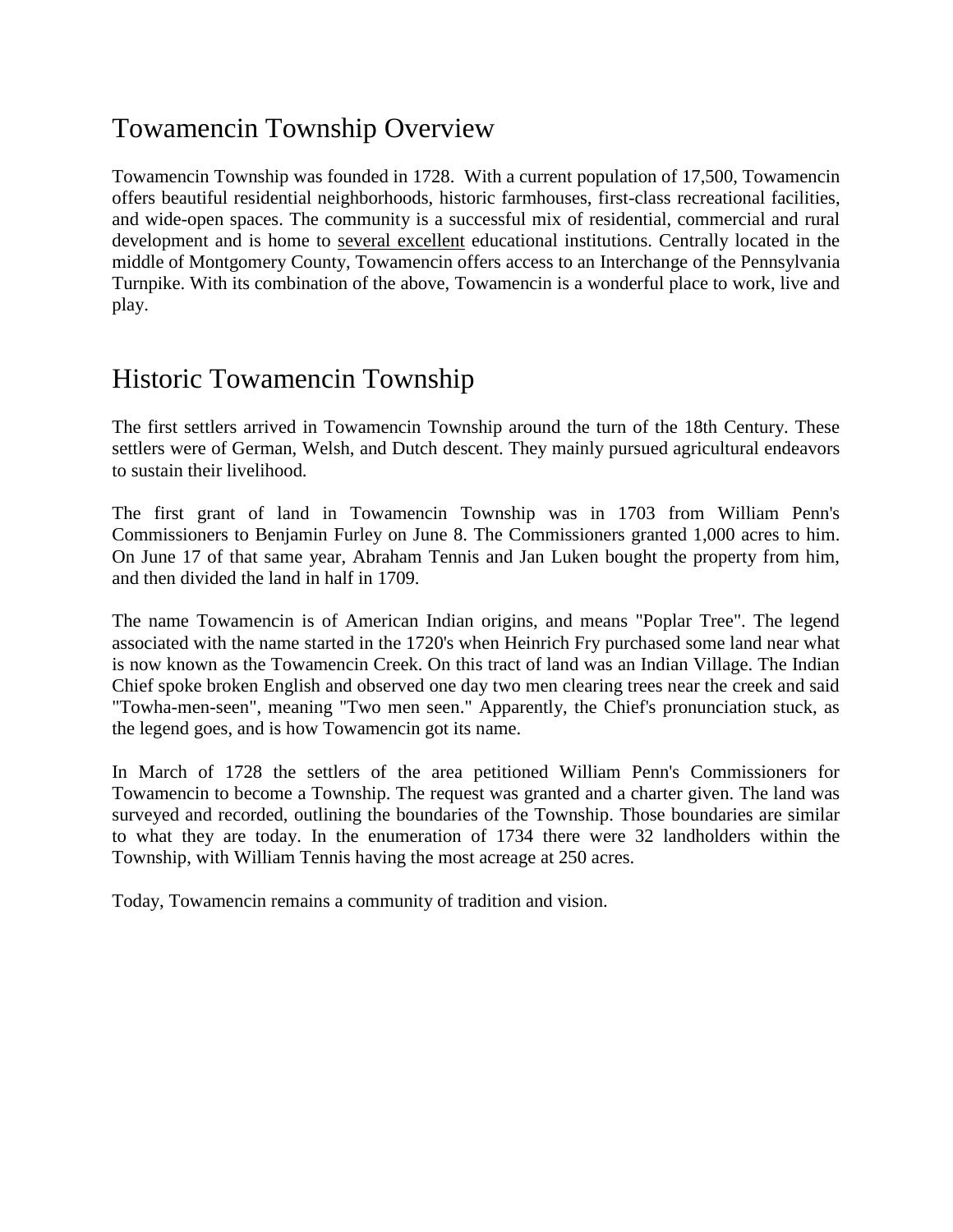## Towamencin Township Overview

Towamencin Township was founded in 1728. With a current population of 17,500, Towamencin offers beautiful residential neighborhoods, historic farmhouses, first-class recreational facilities, and wide-open spaces. The community is a successful mix of residential, commercial and rural development and is home to several excellent educational institutions. Centrally located in the middle of Montgomery County, Towamencin offers access to an Interchange of the Pennsylvania Turnpike. With its combination of the above, Towamencin is a wonderful place to work, live and play.

## Historic Towamencin Township

The first settlers arrived in Towamencin Township around the turn of the 18th Century. These settlers were of German, Welsh, and Dutch descent. They mainly pursued agricultural endeavors to sustain their livelihood.

The first grant of land in Towamencin Township was in 1703 from William Penn's Commissioners to Benjamin Furley on June 8. The Commissioners granted 1,000 acres to him. On June 17 of that same year, Abraham Tennis and Jan Luken bought the property from him, and then divided the land in half in 1709.

The name Towamencin is of American Indian origins, and means "Poplar Tree". The legend associated with the name started in the 1720's when Heinrich Fry purchased some land near what is now known as the Towamencin Creek. On this tract of land was an Indian Village. The Indian Chief spoke broken English and observed one day two men clearing trees near the creek and said "Towha-men-seen", meaning "Two men seen." Apparently, the Chief's pronunciation stuck, as the legend goes, and is how Towamencin got its name.

In March of 1728 the settlers of the area petitioned William Penn's Commissioners for Towamencin to become a Township. The request was granted and a charter given. The land was surveyed and recorded, outlining the boundaries of the Township. Those boundaries are similar to what they are today. In the enumeration of 1734 there were 32 landholders within the Township, with William Tennis having the most acreage at 250 acres.

Today, Towamencin remains a community of tradition and vision.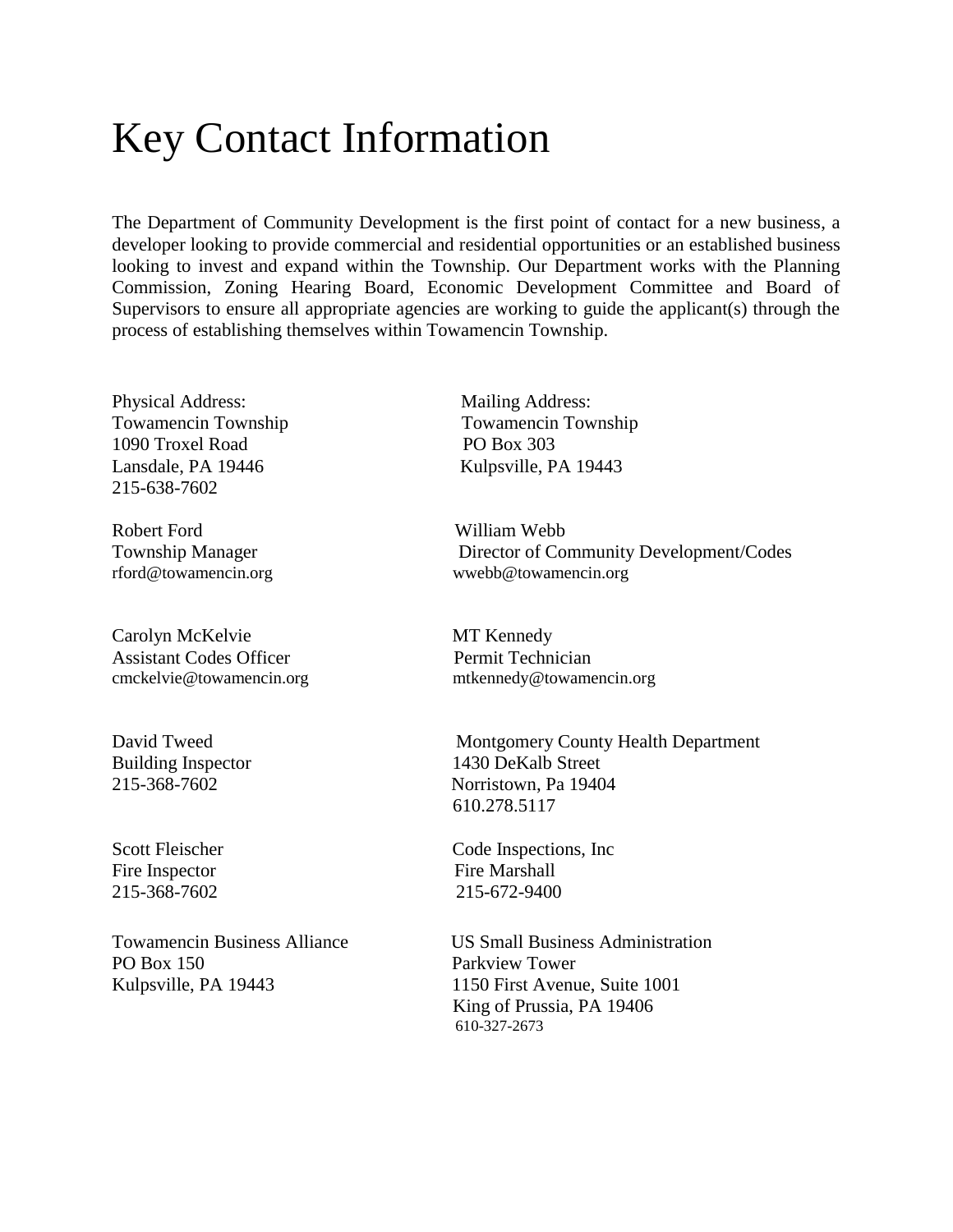# Key Contact Information

The Department of Community Development is the first point of contact for a new business, a developer looking to provide commercial and residential opportunities or an established business looking to invest and expand within the Township. Our Department works with the Planning Commission, Zoning Hearing Board, Economic Development Committee and Board of Supervisors to ensure all appropriate agencies are working to guide the applicant(s) through the process of establishing themselves within Towamencin Township.

Physical Address:
Towamencin Township
1090 Troxel Road
Lansdale, PA 19446
215-638-7602

Mailing Address:
Towamencin Township
PO Box 303
Kulpsville, PA 19443

Robert Ford
Township Manager
rford@towamencin.org

William Webb
Director of Community Development/Codes
wwebb@towamencin.org

Carolyn McKelvie
Assistant Codes Officer
cmckelvie@towamencin.org

MT Kennedy
Permit Technician
mtkennedy@towamencin.org

David Tweed
Building Inspector
215-368-7602

Montgomery County Health Department
1430 DeKalb Street
Norristown, Pa 19404
610.278.5117

Scott Fleischer
Fire Inspector
215-368-7602

Code Inspections, Inc
Fire Marshall
215-672-9400

Towamencin Business Alliance
PO Box 150
Kulpsville, PA 19443

US Small Business Administration
Parkview Tower
1150 First Avenue, Suite 1001
King of Prussia, PA 19406
610-327-2673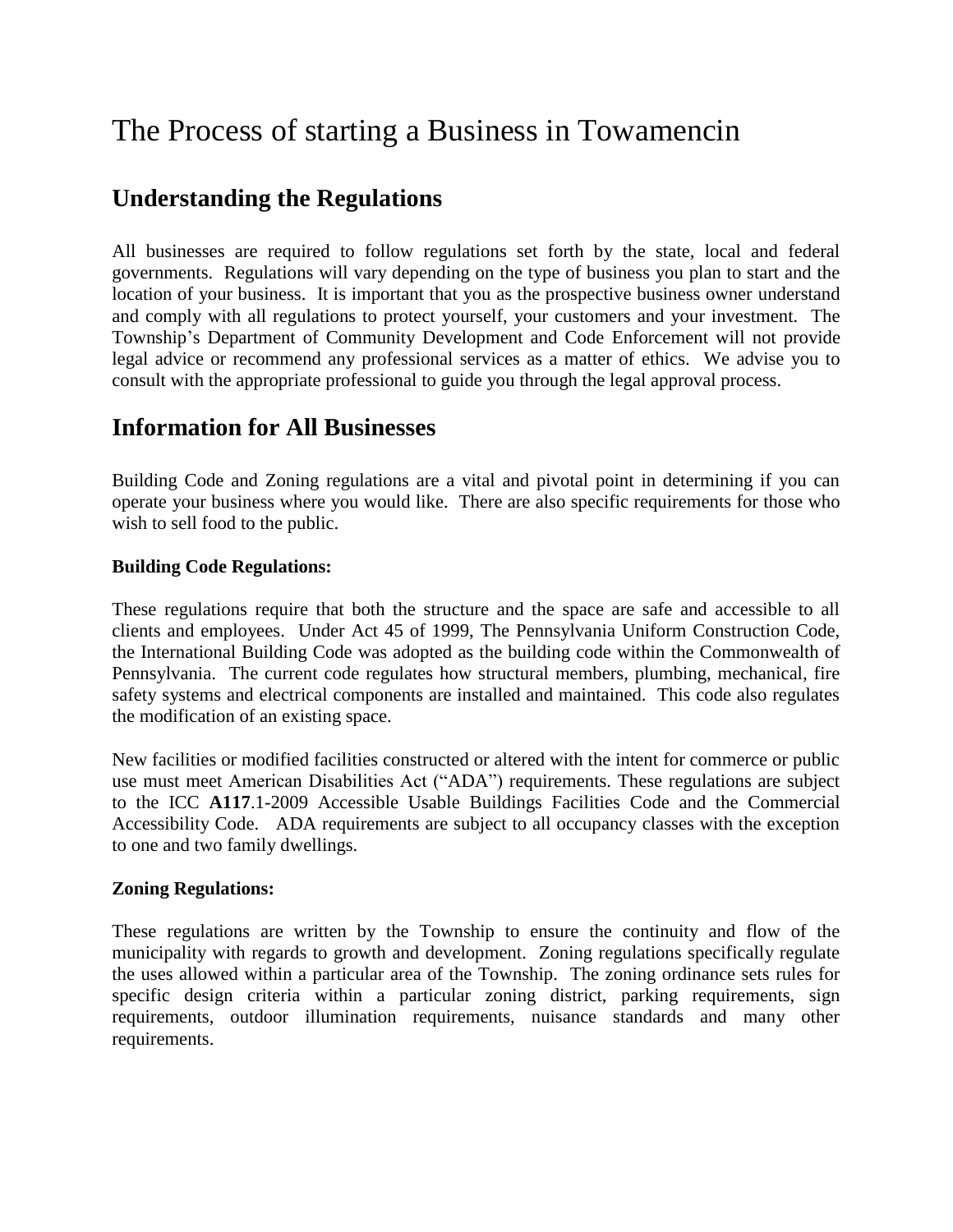# The Process of starting a Business in Towamencin

## Understanding the Regulations

All businesses are required to follow regulations set forth by the state, local and federal governments. Regulations will vary depending on the type of business you plan to start and the location of your business. It is important that you as the prospective business owner understand and comply with all regulations to protect yourself, your customers and your investment. The Township's Department of Community Development and Code Enforcement will not provide legal advice or recommend any professional services as a matter of ethics. We advise you to consult with the appropriate professional to guide you through the legal approval process.

## Information for All Businesses

Building Code and Zoning regulations are a vital and pivotal point in determining if you can operate your business where you would like. There are also specific requirements for those who wish to sell food to the public.

**Building Code Regulations:**

These regulations require that both the structure and the space are safe and accessible to all clients and employees. Under Act 45 of 1999, The Pennsylvania Uniform Construction Code, the International Building Code was adopted as the building code within the Commonwealth of Pennsylvania. The current code regulates how structural members, plumbing, mechanical, fire safety systems and electrical components are installed and maintained. This code also regulates the modification of an existing space.

New facilities or modified facilities constructed or altered with the intent for commerce or public use must meet American Disabilities Act ("ADA") requirements. These regulations are subject to the ICC **A117**.1-2009 Accessible Usable Buildings Facilities Code and the Commercial Accessibility Code. ADA requirements are subject to all occupancy classes with the exception to one and two family dwellings.

**Zoning Regulations:**

These regulations are written by the Township to ensure the continuity and flow of the municipality with regards to growth and development. Zoning regulations specifically regulate the uses allowed within a particular area of the Township. The zoning ordinance sets rules for specific design criteria within a particular zoning district, parking requirements, sign requirements, outdoor illumination requirements, nuisance standards and many other requirements.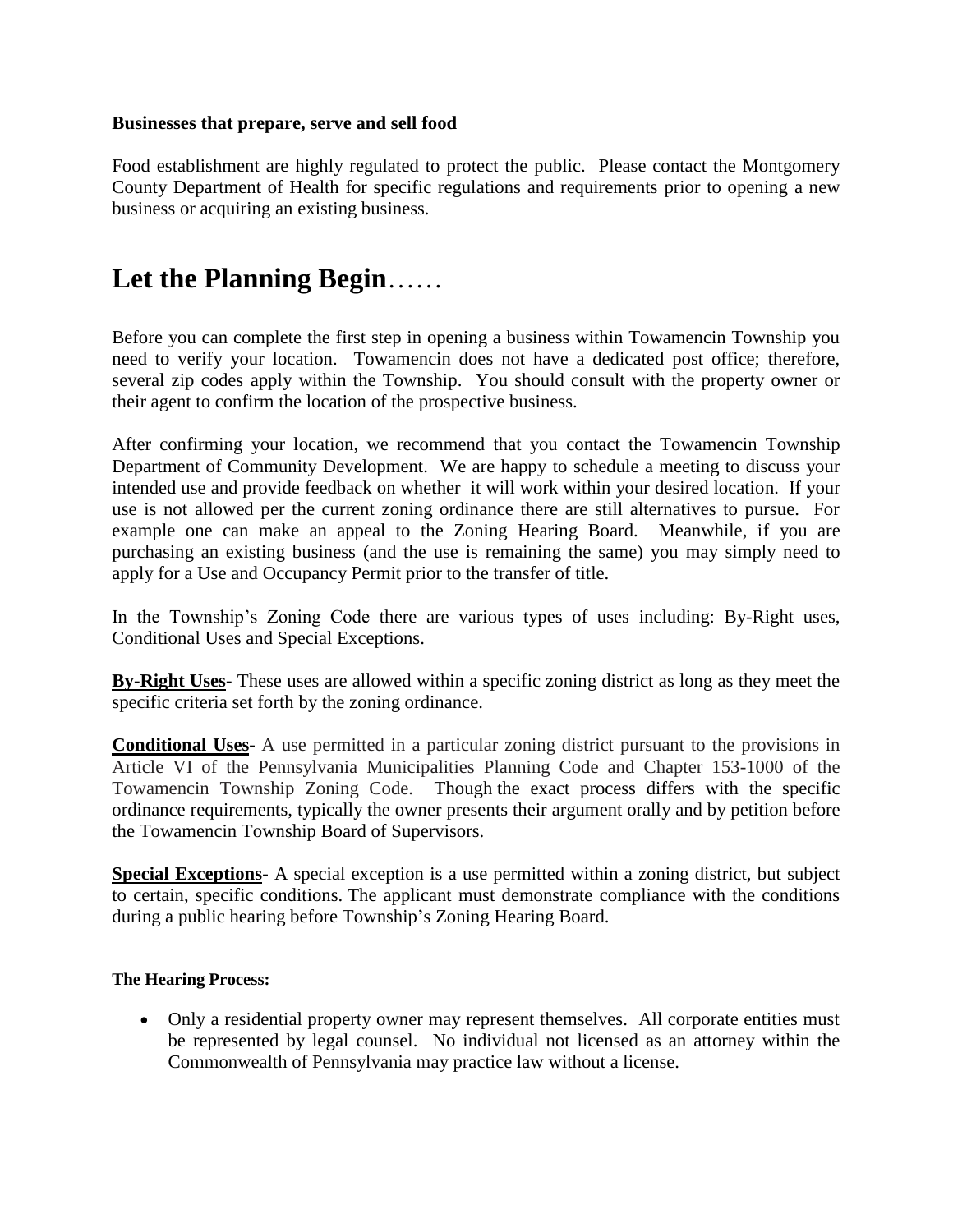**Businesses that prepare, serve and sell food**

Food establishment are highly regulated to protect the public. Please contact the Montgomery County Department of Health for specific regulations and requirements prior to opening a new business or acquiring an existing business.

# Let the Planning Begin……

Before you can complete the first step in opening a business within Towamencin Township you need to verify your location. Towamencin does not have a dedicated post office; therefore, several zip codes apply within the Township. You should consult with the property owner or their agent to confirm the location of the prospective business.

After confirming your location, we recommend that you contact the Towamencin Township Department of Community Development. We are happy to schedule a meeting to discuss your intended use and provide feedback on whether it will work within your desired location. If your use is not allowed per the current zoning ordinance there are still alternatives to pursue. For example one can make an appeal to the Zoning Hearing Board. Meanwhile, if you are purchasing an existing business (and the use is remaining the same) you may simply need to apply for a Use and Occupancy Permit prior to the transfer of title.

In the Township's Zoning Code there are various types of uses including: By-Right uses, Conditional Uses and Special Exceptions.

**By-Right Uses-** These uses are allowed within a specific zoning district as long as they meet the specific criteria set forth by the zoning ordinance.

**Conditional Uses-** A use permitted in a particular zoning district pursuant to the provisions in Article VI of the Pennsylvania Municipalities Planning Code and Chapter 153-1000 of the Towamencin Township Zoning Code. Though the exact process differs with the specific ordinance requirements, typically the owner presents their argument orally and by petition before the Towamencin Township Board of Supervisors.

**Special Exceptions-** A special exception is a use permitted within a zoning district, but subject to certain, specific conditions. The applicant must demonstrate compliance with the conditions during a public hearing before Township's Zoning Hearing Board.

**The Hearing Process:**

- Only a residential property owner may represent themselves. All corporate entities must be represented by legal counsel. No individual not licensed as an attorney within the Commonwealth of Pennsylvania may practice law without a license.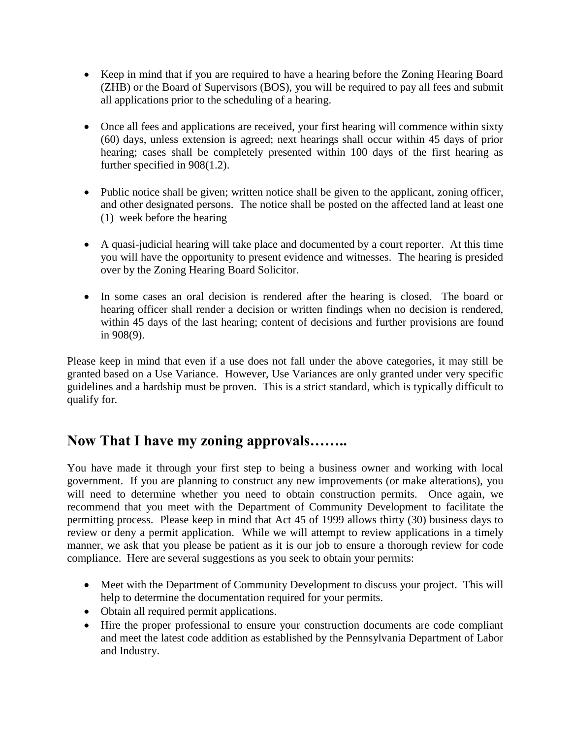- Keep in mind that if you are required to have a hearing before the Zoning Hearing Board (ZHB) or the Board of Supervisors (BOS), you will be required to pay all fees and submit all applications prior to the scheduling of a hearing.
- Once all fees and applications are received, your first hearing will commence within sixty (60) days, unless extension is agreed; next hearings shall occur within 45 days of prior hearing; cases shall be completely presented within 100 days of the first hearing as further specified in 908(1.2).
- Public notice shall be given; written notice shall be given to the applicant, zoning officer, and other designated persons. The notice shall be posted on the affected land at least one (1) week before the hearing
- A quasi-judicial hearing will take place and documented by a court reporter. At this time you will have the opportunity to present evidence and witnesses. The hearing is presided over by the Zoning Hearing Board Solicitor.
- In some cases an oral decision is rendered after the hearing is closed. The board or hearing officer shall render a decision or written findings when no decision is rendered, within 45 days of the last hearing; content of decisions and further provisions are found in 908(9).

Please keep in mind that even if a use does not fall under the above categories, it may still be granted based on a Use Variance. However, Use Variances are only granted under very specific guidelines and a hardship must be proven. This is a strict standard, which is typically difficult to qualify for.

## Now That I have my zoning approvals……..

You have made it through your first step to being a business owner and working with local government. If you are planning to construct any new improvements (or make alterations), you will need to determine whether you need to obtain construction permits. Once again, we recommend that you meet with the Department of Community Development to facilitate the permitting process. Please keep in mind that Act 45 of 1999 allows thirty (30) business days to review or deny a permit application. While we will attempt to review applications in a timely manner, we ask that you please be patient as it is our job to ensure a thorough review for code compliance. Here are several suggestions as you seek to obtain your permits:

- Meet with the Department of Community Development to discuss your project. This will help to determine the documentation required for your permits.
- Obtain all required permit applications.
- Hire the proper professional to ensure your construction documents are code compliant and meet the latest code addition as established by the Pennsylvania Department of Labor and Industry.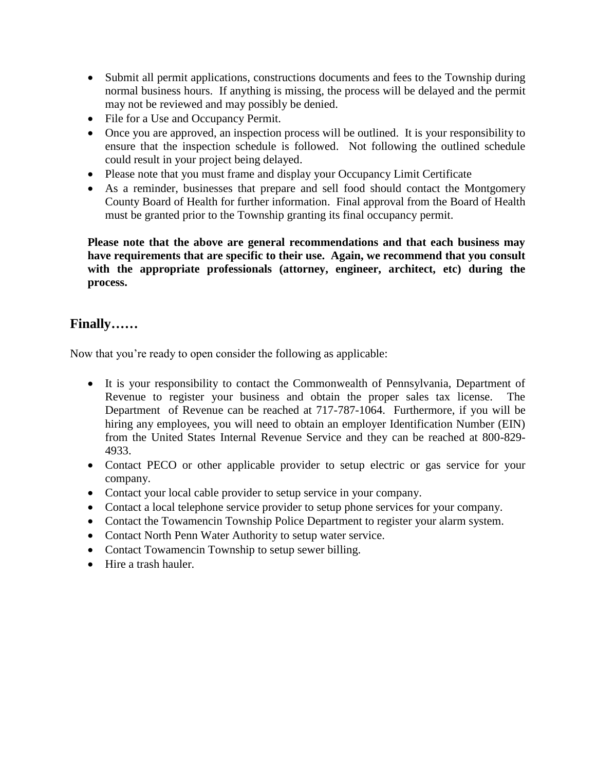- Submit all permit applications, constructions documents and fees to the Township during normal business hours. If anything is missing, the process will be delayed and the permit may not be reviewed and may possibly be denied.
- File for a Use and Occupancy Permit.
- Once you are approved, an inspection process will be outlined. It is your responsibility to ensure that the inspection schedule is followed. Not following the outlined schedule could result in your project being delayed.
- Please note that you must frame and display your Occupancy Limit Certificate
- As a reminder, businesses that prepare and sell food should contact the Montgomery County Board of Health for further information. Final approval from the Board of Health must be granted prior to the Township granting its final occupancy permit.

**Please note that the above are general recommendations and that each business may have requirements that are specific to their use. Again, we recommend that you consult with the appropriate professionals (attorney, engineer, architect, etc) during the process.**

## Finally……

Now that you're ready to open consider the following as applicable:

- It is your responsibility to contact the Commonwealth of Pennsylvania, Department of Revenue to register your business and obtain the proper sales tax license. The Department of Revenue can be reached at 717-787-1064. Furthermore, if you will be hiring any employees, you will need to obtain an employer Identification Number (EIN) from the United States Internal Revenue Service and they can be reached at 800-829-4933.
- Contact PECO or other applicable provider to setup electric or gas service for your company.
- Contact your local cable provider to setup service in your company.
- Contact a local telephone service provider to setup phone services for your company.
- Contact the Towamencin Township Police Department to register your alarm system.
- Contact North Penn Water Authority to setup water service.
- Contact Towamencin Township to setup sewer billing.
- Hire a trash hauler.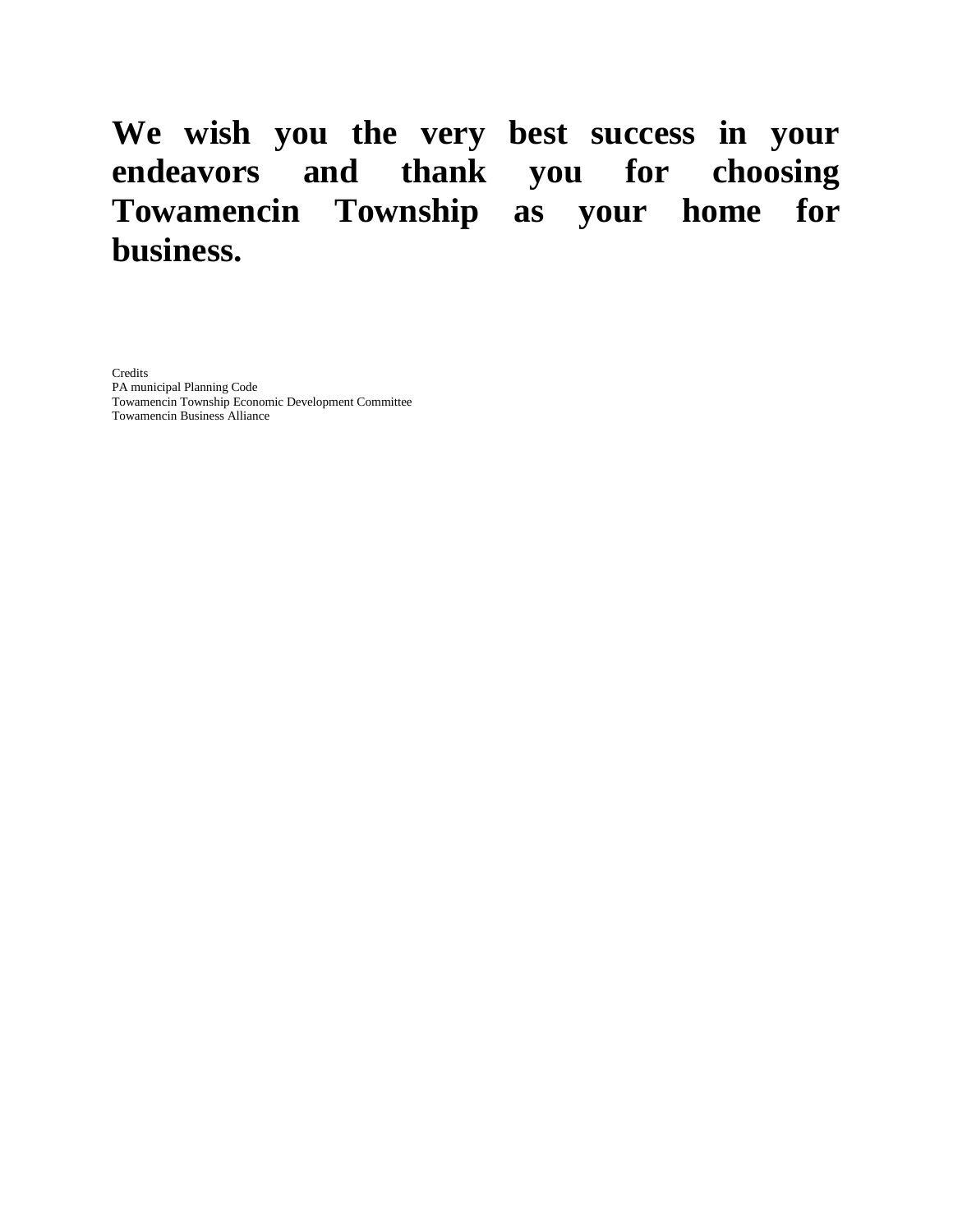**We wish you the very best success in your endeavors and thank you for choosing Towamencin Township as your home for business.**

Credits
PA municipal Planning Code
Towamencin Township Economic Development Committee
Towamencin Business Alliance